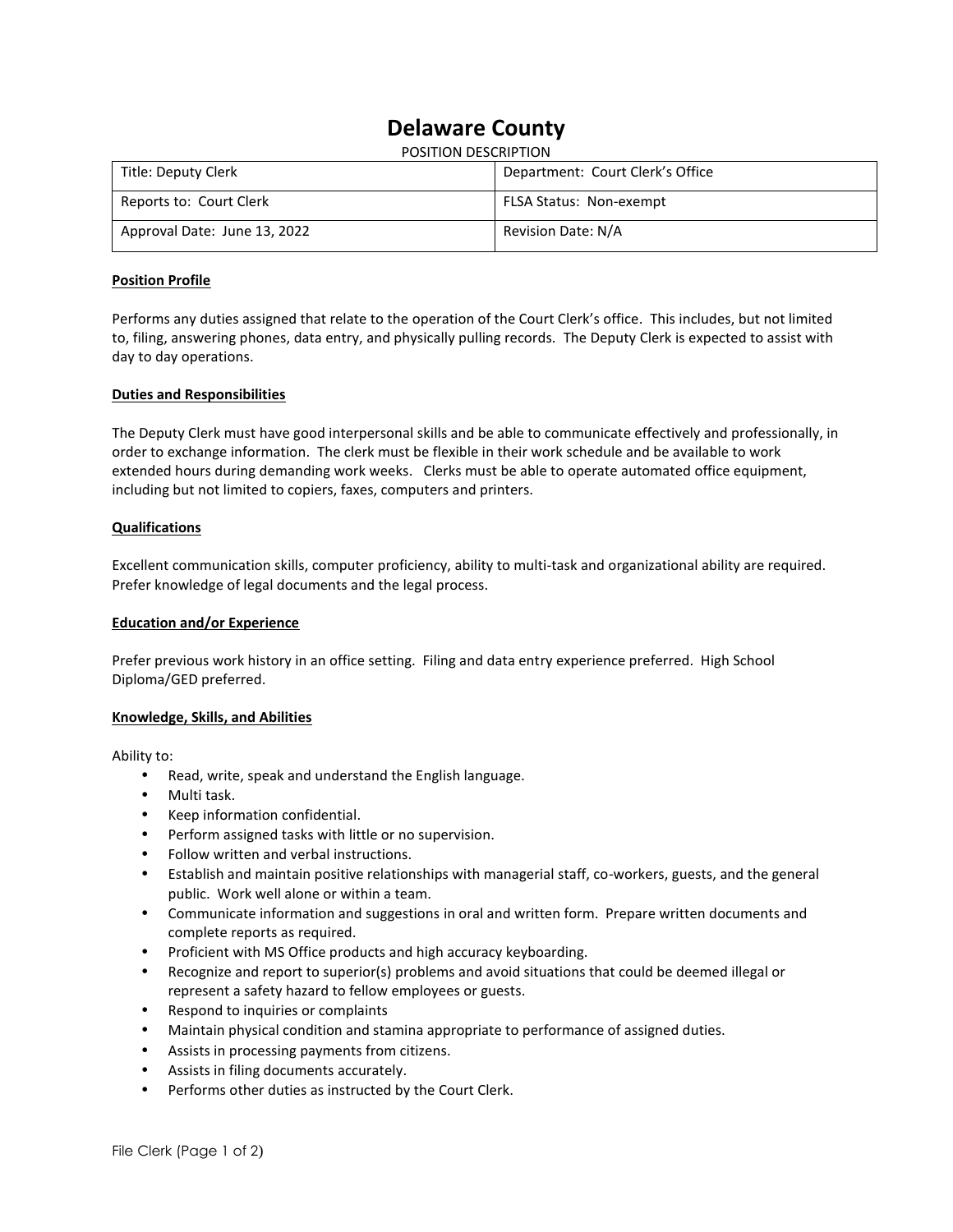# Delaware County

POSITION DESCRIPTION

| Title: Deputy Clerk | Department: Court Clerk's Office |
|---|---|
| Reports to: Court Clerk | FLSA Status: Non-exempt |
| Approval Date: June 13, 2022 | Revision Date: N/A |

**Position Profile**

Performs any duties assigned that relate to the operation of the Court Clerk's office. This includes, but not limited to, filing, answering phones, data entry, and physically pulling records. The Deputy Clerk is expected to assist with day to day operations.

**Duties and Responsibilities**

The Deputy Clerk must have good interpersonal skills and be able to communicate effectively and professionally, in order to exchange information. The clerk must be flexible in their work schedule and be available to work extended hours during demanding work weeks. Clerks must be able to operate automated office equipment, including but not limited to copiers, faxes, computers and printers.

**Qualifications**

Excellent communication skills, computer proficiency, ability to multi-task and organizational ability are required. Prefer knowledge of legal documents and the legal process.

**Education and/or Experience**

Prefer previous work history in an office setting. Filing and data entry experience preferred. High School Diploma/GED preferred.

**Knowledge, Skills, and Abilities**

Ability to:

- Read, write, speak and understand the English language.
- Multi task.
- Keep information confidential.
- Perform assigned tasks with little or no supervision.
- Follow written and verbal instructions.
- Establish and maintain positive relationships with managerial staff, co-workers, guests, and the general public. Work well alone or within a team.
- Communicate information and suggestions in oral and written form. Prepare written documents and complete reports as required.
- Proficient with MS Office products and high accuracy keyboarding.
- Recognize and report to superior(s) problems and avoid situations that could be deemed illegal or represent a safety hazard to fellow employees or guests.
- Respond to inquiries or complaints
- Maintain physical condition and stamina appropriate to performance of assigned duties.
- Assists in processing payments from citizens.
- Assists in filing documents accurately.
- Performs other duties as instructed by the Court Clerk.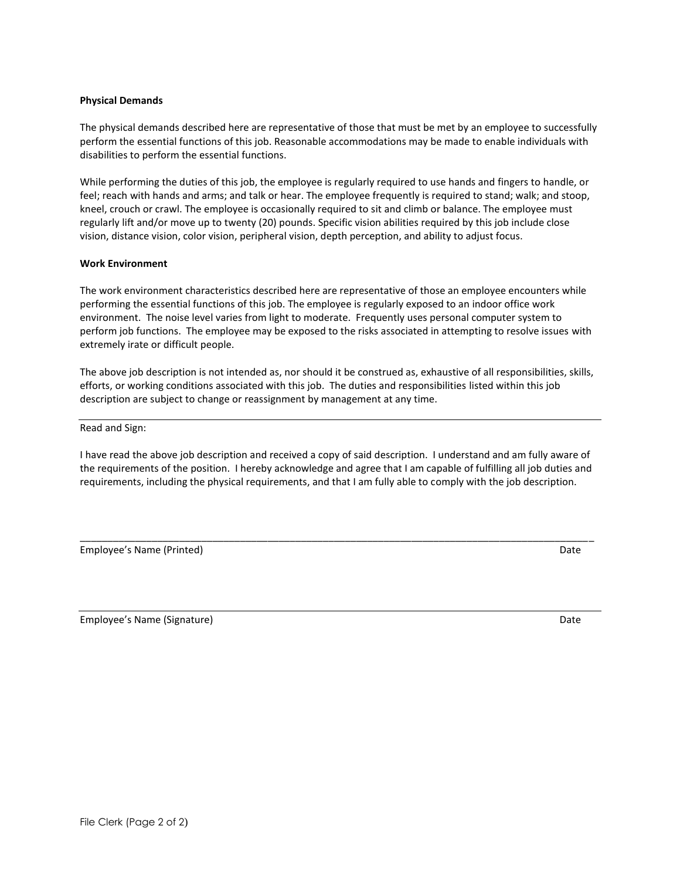**Physical Demands**

The physical demands described here are representative of those that must be met by an employee to successfully perform the essential functions of this job. Reasonable accommodations may be made to enable individuals with disabilities to perform the essential functions.

While performing the duties of this job, the employee is regularly required to use hands and fingers to handle, or feel; reach with hands and arms; and talk or hear. The employee frequently is required to stand; walk; and stoop, kneel, crouch or crawl. The employee is occasionally required to sit and climb or balance. The employee must regularly lift and/or move up to twenty (20) pounds. Specific vision abilities required by this job include close vision, distance vision, color vision, peripheral vision, depth perception, and ability to adjust focus.

**Work Environment**

The work environment characteristics described here are representative of those an employee encounters while performing the essential functions of this job. The employee is regularly exposed to an indoor office work environment. The noise level varies from light to moderate. Frequently uses personal computer system to perform job functions. The employee may be exposed to the risks associated in attempting to resolve issues with extremely irate or difficult people.

The above job description is not intended as, nor should it be construed as, exhaustive of all responsibilities, skills, efforts, or working conditions associated with this job. The duties and responsibilities listed within this job description are subject to change or reassignment by management at any time.

---

Read and Sign:

I have read the above job description and received a copy of said description. I understand and am fully aware of the requirements of the position. I hereby acknowledge and agree that I am capable of fulfilling all job duties and requirements, including the physical requirements, and that I am fully able to comply with the job description.

_____________________________________________________________________________________________

Employee's Name (Printed) Date

_____________________________________________________________________________________________

Employee's Name (Signature) Date